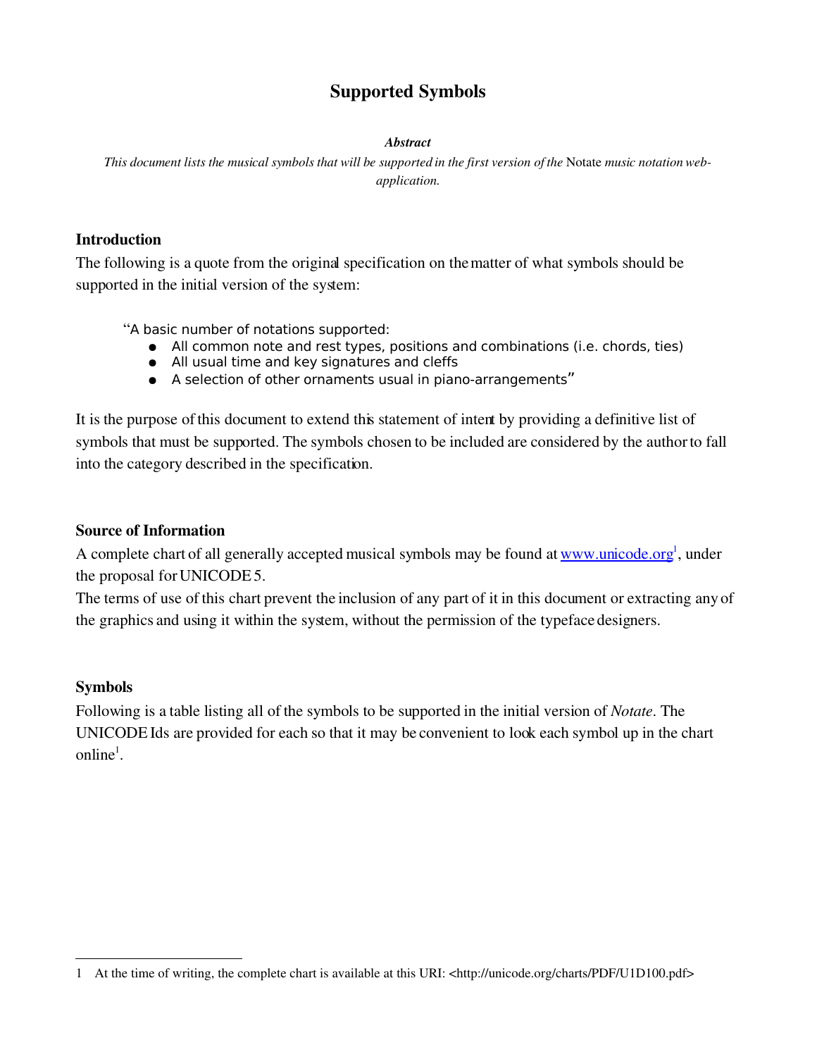# Supported Symbols

***Abstract***

*This document lists the musical symbols that will be supported in the first version of the* Notate *music notation web-application.*

## Introduction

The following is a quote from the original specification on the matter of what symbols should be supported in the initial version of the system:

> "A basic number of notations supported:
> - All common note and rest types, positions and combinations (i.e. chords, ties)
> - All usual time and key signatures and cleffs
> - A selection of other ornaments usual in piano-arrangements"

It is the purpose of this document to extend this statement of intent by providing a definitive list of symbols that must be supported. The symbols chosen to be included are considered by the author to fall into the category described in the specification.

## Source of Information

A complete chart of all generally accepted musical symbols may be found at www.unicode.org[1], under the proposal for UNICODE 5.

The terms of use of this chart prevent the inclusion of any part of it in this document or extracting any of the graphics and using it within the system, without the permission of the typeface designers.

## Symbols

Following is a table listing all of the symbols to be supported in the initial version of *Notate*. The UNICODE Ids are provided for each so that it may be convenient to look each symbol up in the chart online[1].

---

1 At the time of writing, the complete chart is available at this URI: <http://unicode.org/charts/PDF/U1D100.pdf>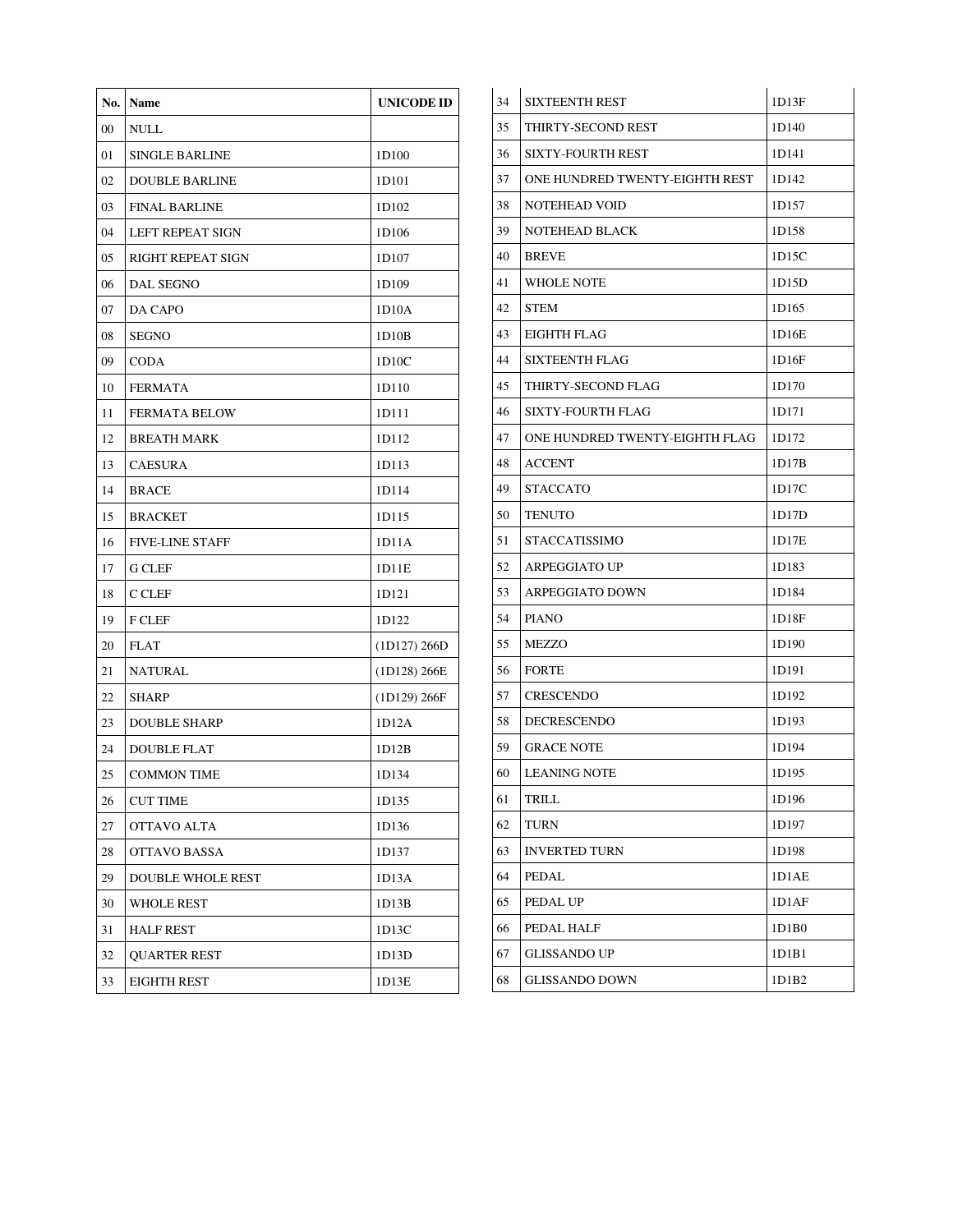| No. | Name | UNICODE ID |
|---|---|---|
| 00 | NULL | |
| 01 | SINGLE BARLINE | 1D100 |
| 02 | DOUBLE BARLINE | 1D101 |
| 03 | FINAL BARLINE | 1D102 |
| 04 | LEFT REPEAT SIGN | 1D106 |
| 05 | RIGHT REPEAT SIGN | 1D107 |
| 06 | DAL SEGNO | 1D109 |
| 07 | DA CAPO | 1D10A |
| 08 | SEGNO | 1D10B |
| 09 | CODA | 1D10C |
| 10 | FERMATA | 1D110 |
| 11 | FERMATA BELOW | 1D111 |
| 12 | BREATH MARK | 1D112 |
| 13 | CAESURA | 1D113 |
| 14 | BRACE | 1D114 |
| 15 | BRACKET | 1D115 |
| 16 | FIVE-LINE STAFF | 1D11A |
| 17 | G CLEF | 1D11E |
| 18 | C CLEF | 1D121 |
| 19 | F CLEF | 1D122 |
| 20 | FLAT | (1D127) 266D |
| 21 | NATURAL | (1D128) 266E |
| 22 | SHARP | (1D129) 266F |
| 23 | DOUBLE SHARP | 1D12A |
| 24 | DOUBLE FLAT | 1D12B |
| 25 | COMMON TIME | 1D134 |
| 26 | CUT TIME | 1D135 |
| 27 | OTTAVO ALTA | 1D136 |
| 28 | OTTAVO BASSA | 1D137 |
| 29 | DOUBLE WHOLE REST | 1D13A |
| 30 | WHOLE REST | 1D13B |
| 31 | HALF REST | 1D13C |
| 32 | QUARTER REST | 1D13D |
| 33 | EIGHTH REST | 1D13E |
| 34 | SIXTEENTH REST | 1D13F |
| 35 | THIRTY-SECOND REST | 1D140 |
| 36 | SIXTY-FOURTH REST | 1D141 |
| 37 | ONE HUNDRED TWENTY-EIGHTH REST | 1D142 |
| 38 | NOTEHEAD VOID | 1D157 |
| 39 | NOTEHEAD BLACK | 1D158 |
| 40 | BREVE | 1D15C |
| 41 | WHOLE NOTE | 1D15D |
| 42 | STEM | 1D165 |
| 43 | EIGHTH FLAG | 1D16E |
| 44 | SIXTEENTH FLAG | 1D16F |
| 45 | THIRTY-SECOND FLAG | 1D170 |
| 46 | SIXTY-FOURTH FLAG | 1D171 |
| 47 | ONE HUNDRED TWENTY-EIGHTH FLAG | 1D172 |
| 48 | ACCENT | 1D17B |
| 49 | STACCATO | 1D17C |
| 50 | TENUTO | 1D17D |
| 51 | STACCATISSIMO | 1D17E |
| 52 | ARPEGGIATO UP | 1D183 |
| 53 | ARPEGGIATO DOWN | 1D184 |
| 54 | PIANO | 1D18F |
| 55 | MEZZO | 1D190 |
| 56 | FORTE | 1D191 |
| 57 | CRESCENDO | 1D192 |
| 58 | DECRESCENDO | 1D193 |
| 59 | GRACE NOTE | 1D194 |
| 60 | LEANING NOTE | 1D195 |
| 61 | TRILL | 1D196 |
| 62 | TURN | 1D197 |
| 63 | INVERTED TURN | 1D198 |
| 64 | PEDAL | 1D1AE |
| 65 | PEDAL UP | 1D1AF |
| 66 | PEDAL HALF | 1D1B0 |
| 67 | GLISSANDO UP | 1D1B1 |
| 68 | GLISSANDO DOWN | 1D1B2 |